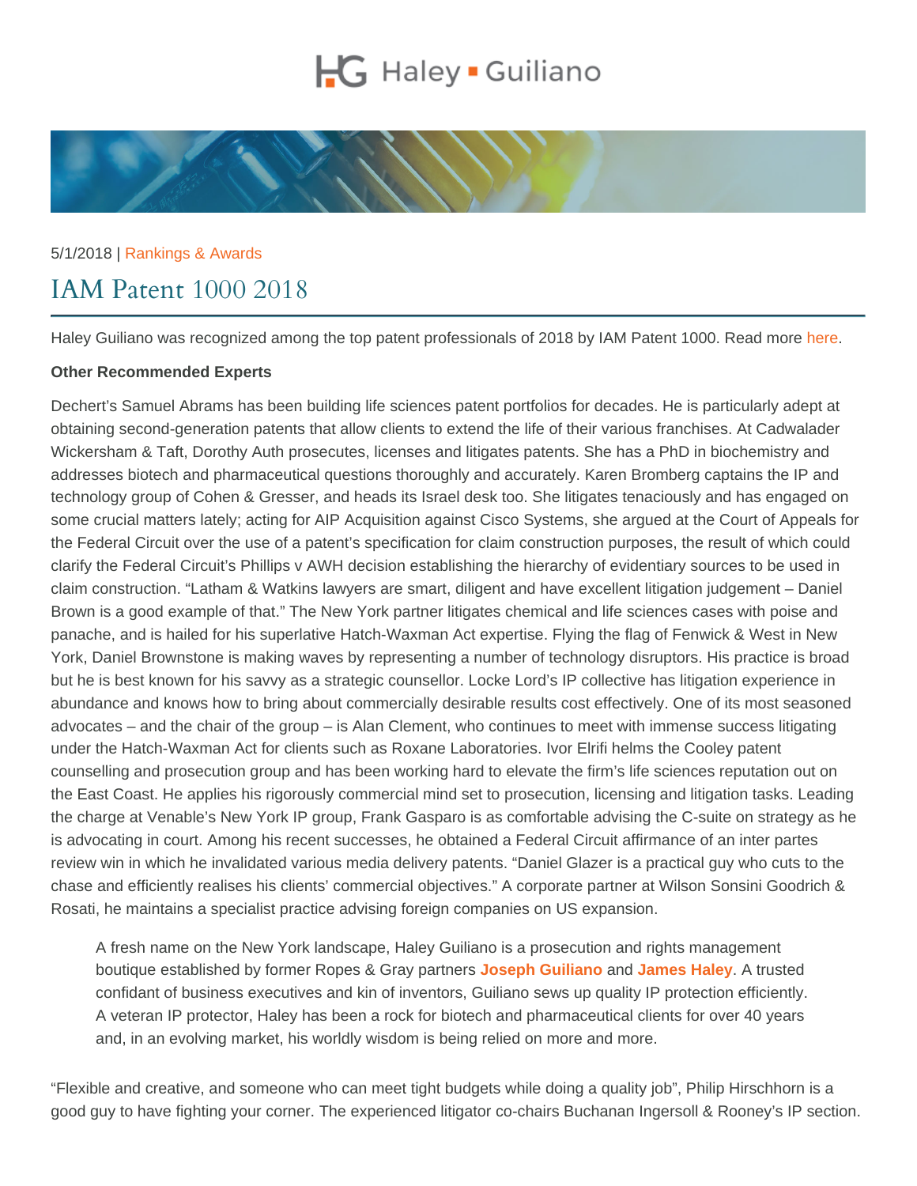Haley Guiliano

5/1/2018 | Rankings & Awards

# IAM Patent 1000 2018

Haley Guiliano was recognized among the top patent professionals of 2018 by IAM Patent 1000. Read more here.

**Other Recommended Experts**

Dechert's Samuel Abrams has been building life sciences patent portfolios for decades. He is particularly adept at obtaining second-generation patents that allow clients to extend the life of their various franchises. At Cadwalader Wickersham & Taft, Dorothy Auth prosecutes, licenses and litigates patents. She has a PhD in biochemistry and addresses biotech and pharmaceutical questions thoroughly and accurately. Karen Bromberg captains the IP and technology group of Cohen & Gresser, and heads its Israel desk too. She litigates tenaciously and has engaged on some crucial matters lately; acting for AIP Acquisition against Cisco Systems, she argued at the Court of Appeals for the Federal Circuit over the use of a patent's specification for claim construction purposes, the result of which could clarify the Federal Circuit's Phillips v AWH decision establishing the hierarchy of evidentiary sources to be used in claim construction. "Latham & Watkins lawyers are smart, diligent and have excellent litigation judgement – Daniel Brown is a good example of that." The New York partner litigates chemical and life sciences cases with poise and panache, and is hailed for his superlative Hatch-Waxman Act expertise. Flying the flag of Fenwick & West in New York, Daniel Brownstone is making waves by representing a number of technology disruptors. His practice is broad but he is best known for his savvy as a strategic counsellor. Locke Lord's IP collective has litigation experience in abundance and knows how to bring about commercially desirable results cost effectively. One of its most seasoned advocates – and the chair of the group – is Alan Clement, who continues to meet with immense success litigating under the Hatch-Waxman Act for clients such as Roxane Laboratories. Ivor Elrifi helms the Cooley patent counselling and prosecution group and has been working hard to elevate the firm's life sciences reputation out on the East Coast. He applies his rigorously commercial mind set to prosecution, licensing and litigation tasks. Leading the charge at Venable's New York IP group, Frank Gasparo is as comfortable advising the C-suite on strategy as he is advocating in court. Among his recent successes, he obtained a Federal Circuit affirmance of an inter partes review win in which he invalidated various media delivery patents. "Daniel Glazer is a practical guy who cuts to the chase and efficiently realises his clients' commercial objectives." A corporate partner at Wilson Sonsini Goodrich & Rosati, he maintains a specialist practice advising foreign companies on US expansion.

> A fresh name on the New York landscape, Haley Guiliano is a prosecution and rights management boutique established by former Ropes & Gray partners **Joseph Guiliano** and **James Haley**. A trusted confidant of business executives and kin of inventors, Guiliano sews up quality IP protection efficiently. A veteran IP protector, Haley has been a rock for biotech and pharmaceutical clients for over 40 years and, in an evolving market, his worldly wisdom is being relied on more and more.

"Flexible and creative, and someone who can meet tight budgets while doing a quality job", Philip Hirschhorn is a good guy to have fighting your corner. The experienced litigator co-chairs Buchanan Ingersoll & Rooney's IP section.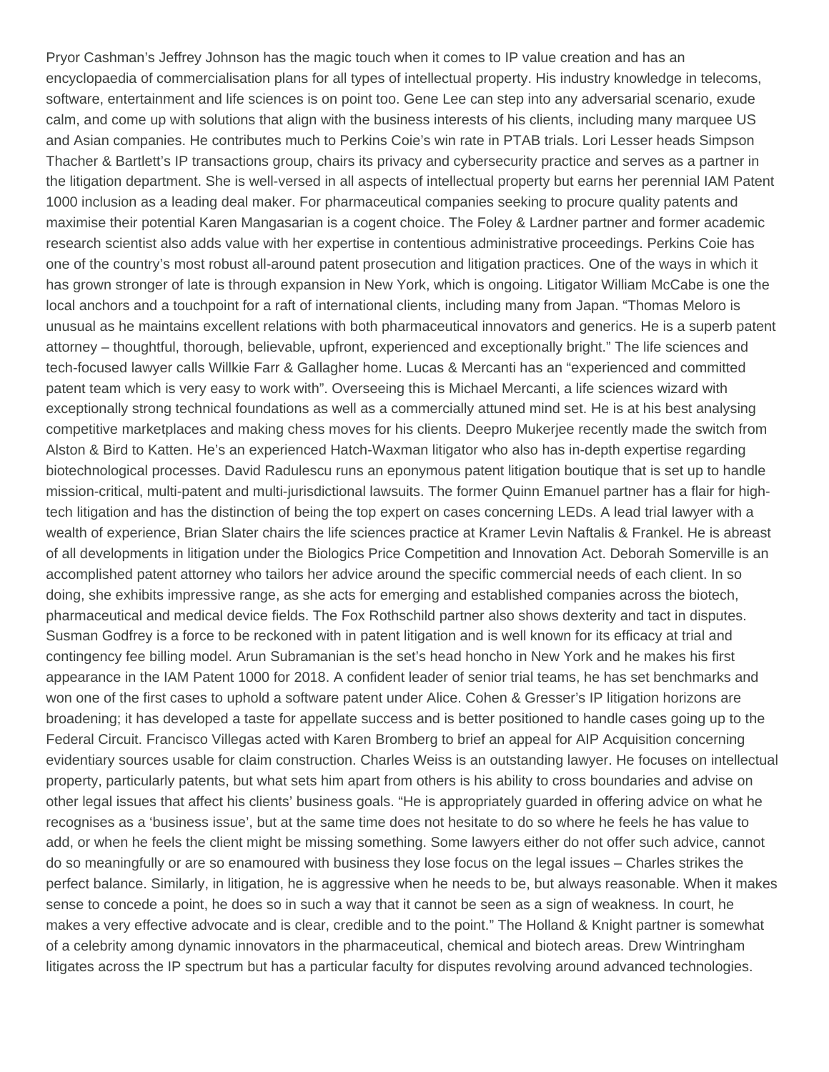Pryor Cashman's Jeffrey Johnson has the magic touch when it comes to IP value creation and has an encyclopaedia of commercialisation plans for all types of intellectual property. His industry knowledge in telecoms, software, entertainment and life sciences is on point too. Gene Lee can step into any adversarial scenario, exude calm, and come up with solutions that align with the business interests of his clients, including many marquee US and Asian companies. He contributes much to Perkins Coie's win rate in PTAB trials. Lori Lesser heads Simpson Thacher & Bartlett's IP transactions group, chairs its privacy and cybersecurity practice and serves as a partner in the litigation department. She is well-versed in all aspects of intellectual property but earns her perennial IAM Patent 1000 inclusion as a leading deal maker. For pharmaceutical companies seeking to procure quality patents and maximise their potential Karen Mangasarian is a cogent choice. The Foley & Lardner partner and former academic research scientist also adds value with her expertise in contentious administrative proceedings. Perkins Coie has one of the country's most robust all-around patent prosecution and litigation practices. One of the ways in which it has grown stronger of late is through expansion in New York, which is ongoing. Litigator William McCabe is one the local anchors and a touchpoint for a raft of international clients, including many from Japan. "Thomas Meloro is unusual as he maintains excellent relations with both pharmaceutical innovators and generics. He is a superb patent attorney – thoughtful, thorough, believable, upfront, experienced and exceptionally bright." The life sciences and tech-focused lawyer calls Willkie Farr & Gallagher home. Lucas & Mercanti has an "experienced and committed patent team which is very easy to work with". Overseeing this is Michael Mercanti, a life sciences wizard with exceptionally strong technical foundations as well as a commercially attuned mind set. He is at his best analysing competitive marketplaces and making chess moves for his clients. Deepro Mukerjee recently made the switch from Alston & Bird to Katten. He's an experienced Hatch-Waxman litigator who also has in-depth expertise regarding biotechnological processes. David Radulescu runs an eponymous patent litigation boutique that is set up to handle mission-critical, multi-patent and multi-jurisdictional lawsuits. The former Quinn Emanuel partner has a flair for high-tech litigation and has the distinction of being the top expert on cases concerning LEDs. A lead trial lawyer with a wealth of experience, Brian Slater chairs the life sciences practice at Kramer Levin Naftalis & Frankel. He is abreast of all developments in litigation under the Biologics Price Competition and Innovation Act. Deborah Somerville is an accomplished patent attorney who tailors her advice around the specific commercial needs of each client. In so doing, she exhibits impressive range, as she acts for emerging and established companies across the biotech, pharmaceutical and medical device fields. The Fox Rothschild partner also shows dexterity and tact in disputes. Susman Godfrey is a force to be reckoned with in patent litigation and is well known for its efficacy at trial and contingency fee billing model. Arun Subramanian is the set's head honcho in New York and he makes his first appearance in the IAM Patent 1000 for 2018. A confident leader of senior trial teams, he has set benchmarks and won one of the first cases to uphold a software patent under Alice. Cohen & Gresser's IP litigation horizons are broadening; it has developed a taste for appellate success and is better positioned to handle cases going up to the Federal Circuit. Francisco Villegas acted with Karen Bromberg to brief an appeal for AIP Acquisition concerning evidentiary sources usable for claim construction. Charles Weiss is an outstanding lawyer. He focuses on intellectual property, particularly patents, but what sets him apart from others is his ability to cross boundaries and advise on other legal issues that affect his clients' business goals. "He is appropriately guarded in offering advice on what he recognises as a 'business issue', but at the same time does not hesitate to do so where he feels he has value to add, or when he feels the client might be missing something. Some lawyers either do not offer such advice, cannot do so meaningfully or are so enamoured with business they lose focus on the legal issues – Charles strikes the perfect balance. Similarly, in litigation, he is aggressive when he needs to be, but always reasonable. When it makes sense to concede a point, he does so in such a way that it cannot be seen as a sign of weakness. In court, he makes a very effective advocate and is clear, credible and to the point." The Holland & Knight partner is somewhat of a celebrity among dynamic innovators in the pharmaceutical, chemical and biotech areas. Drew Wintringham litigates across the IP spectrum but has a particular faculty for disputes revolving around advanced technologies.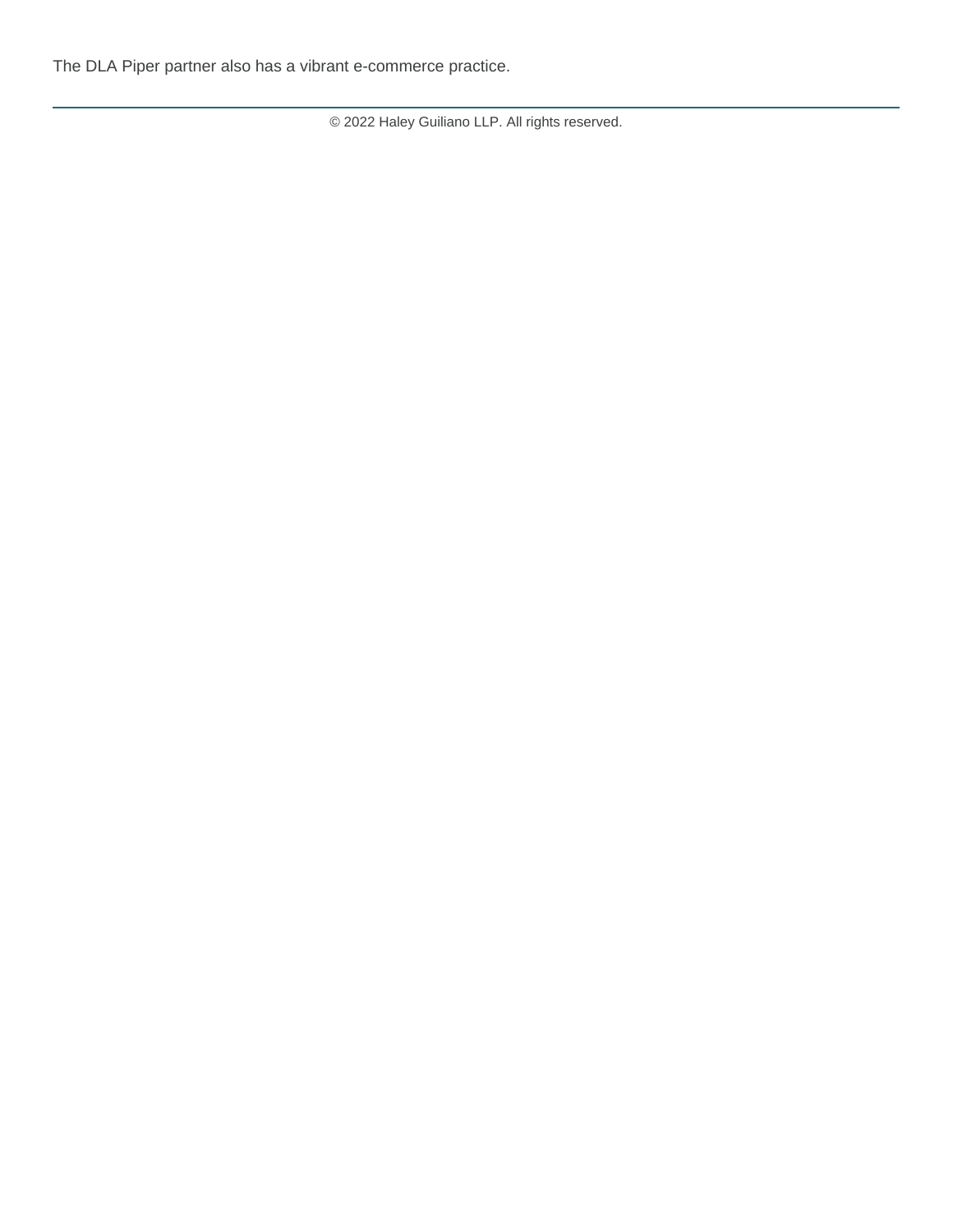The DLA Piper partner also has a vibrant e-commerce practice.

---

© 2022 Haley Guiliano LLP. All rights reserved.